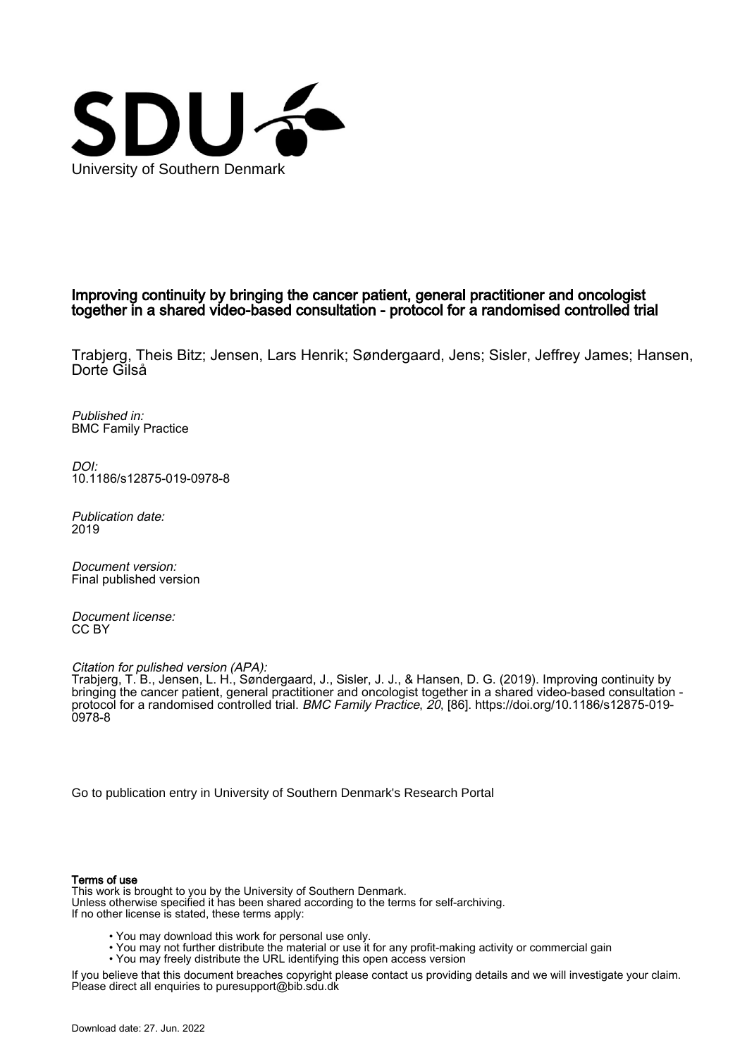University of Southern Denmark

# Improving continuity by bringing the cancer patient, general practitioner and oncologist together in a shared video-based consultation - protocol for a randomised controlled trial

Trabjerg, Theis Bitz; Jensen, Lars Henrik; Søndergaard, Jens; Sisler, Jeffrey James; Hansen, Dorte Gilså

*Published in:*
BMC Family Practice

*DOI:*
10.1186/s12875-019-0978-8

*Publication date:*
2019

*Document version:*
Final published version

*Document license:*
CC BY

*Citation for pulished version (APA):*
Trabjerg, T. B., Jensen, L. H., Søndergaard, J., Sisler, J. J., & Hansen, D. G. (2019). Improving continuity by bringing the cancer patient, general practitioner and oncologist together in a shared video-based consultation - protocol for a randomised controlled trial. *BMC Family Practice*, *20*, [86]. https://doi.org/10.1186/s12875-019-0978-8

Go to publication entry in University of Southern Denmark's Research Portal

**Terms of use**

This work is brought to you by the University of Southern Denmark.
Unless otherwise specified it has been shared according to the terms for self-archiving.
If no other license is stated, these terms apply:

- You may download this work for personal use only.
- You may not further distribute the material or use it for any profit-making activity or commercial gain
- You may freely distribute the URL identifying this open access version

If you believe that this document breaches copyright please contact us providing details and we will investigate your claim.
Please direct all enquiries to puresupport@bib.sdu.dk

Download date: 27. Jun. 2022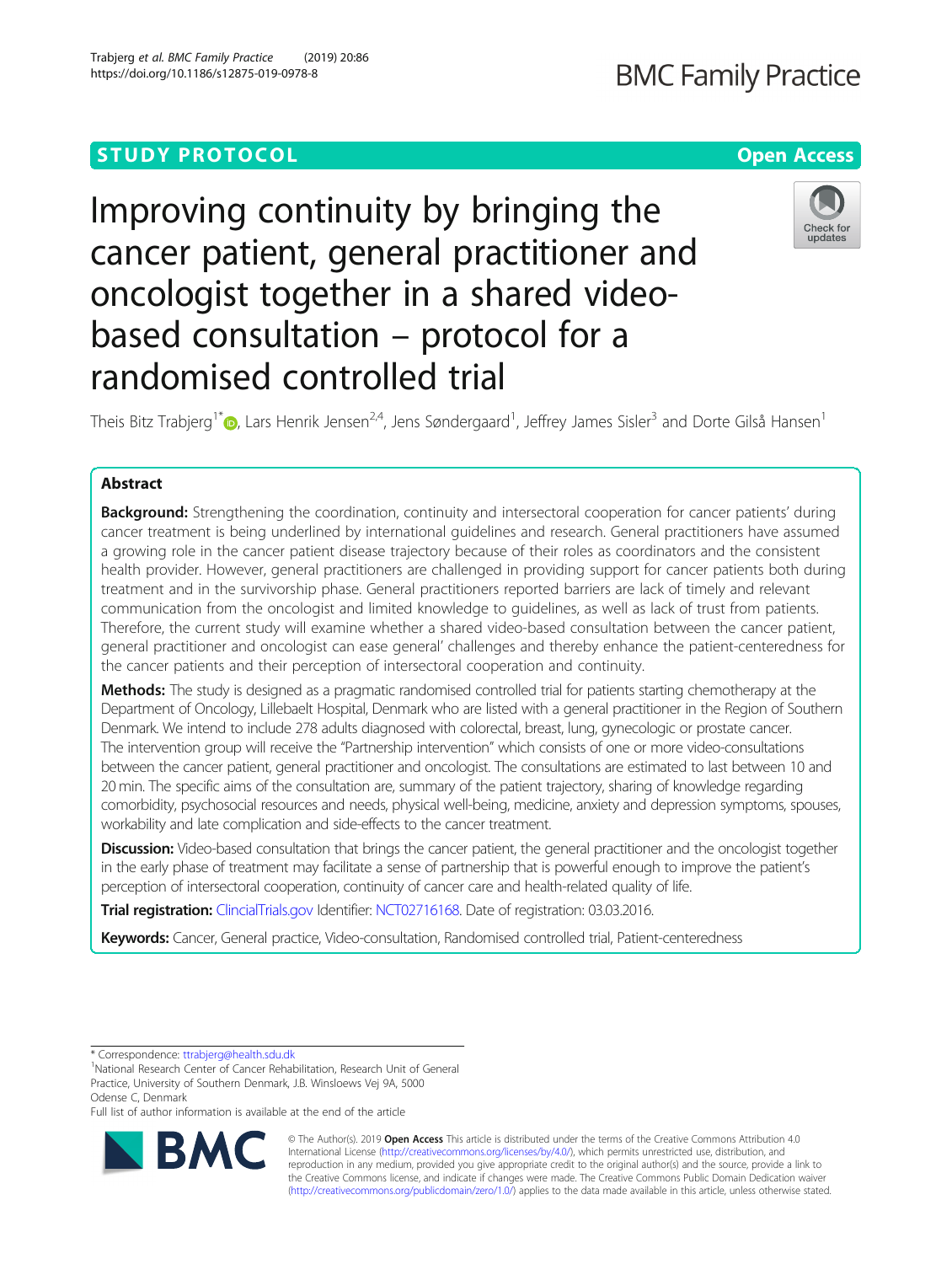# Improving continuity by bringing the cancer patient, general practitioner and oncologist together in a shared video-based consultation – protocol for a randomised controlled trial

Theis Bitz Trabjerg[1*], Lars Henrik Jensen[2,4], Jens Søndergaard[1], Jeffrey James Sisler[3] and Dorte Gilså Hansen[1]

## Abstract

**Background:** Strengthening the coordination, continuity and intersectoral cooperation for cancer patients' during cancer treatment is being underlined by international guidelines and research. General practitioners have assumed a growing role in the cancer patient disease trajectory because of their roles as coordinators and the consistent health provider. However, general practitioners are challenged in providing support for cancer patients both during treatment and in the survivorship phase. General practitioners reported barriers are lack of timely and relevant communication from the oncologist and limited knowledge to guidelines, as well as lack of trust from patients. Therefore, the current study will examine whether a shared video-based consultation between the cancer patient, general practitioner and oncologist can ease general' challenges and thereby enhance the patient-centeredness for the cancer patients and their perception of intersectoral cooperation and continuity.

**Methods:** The study is designed as a pragmatic randomised controlled trial for patients starting chemotherapy at the Department of Oncology, Lillebaelt Hospital, Denmark who are listed with a general practitioner in the Region of Southern Denmark. We intend to include 278 adults diagnosed with colorectal, breast, lung, gynecologic or prostate cancer. The intervention group will receive the "Partnership intervention" which consists of one or more video-consultations between the cancer patient, general practitioner and oncologist. The consultations are estimated to last between 10 and 20 min. The specific aims of the consultation are, summary of the patient trajectory, sharing of knowledge regarding comorbidity, psychosocial resources and needs, physical well-being, medicine, anxiety and depression symptoms, spouses, workability and late complication and side-effects to the cancer treatment.

**Discussion:** Video-based consultation that brings the cancer patient, the general practitioner and the oncologist together in the early phase of treatment may facilitate a sense of partnership that is powerful enough to improve the patient's perception of intersectoral cooperation, continuity of cancer care and health-related quality of life.

**Trial registration:** ClincialTrials.gov Identifier: NCT02716168. Date of registration: 03.03.2016.

**Keywords:** Cancer, General practice, Video-consultation, Randomised controlled trial, Patient-centeredness

---

\* Correspondence: ttrabjerg@health.sdu.dk
[1]National Research Center of Cancer Rehabilitation, Research Unit of General Practice, University of Southern Denmark, J.B. Winsloews Vej 9A, 5000 Odense C, Denmark
Full list of author information is available at the end of the article

© The Author(s). 2019 **Open Access** This article is distributed under the terms of the Creative Commons Attribution 4.0 International License (http://creativecommons.org/licenses/by/4.0/), which permits unrestricted use, distribution, and reproduction in any medium, provided you give appropriate credit to the original author(s) and the source, provide a link to the Creative Commons license, and indicate if changes were made. The Creative Commons Public Domain Dedication waiver (http://creativecommons.org/publicdomain/zero/1.0/) applies to the data made available in this article, unless otherwise stated.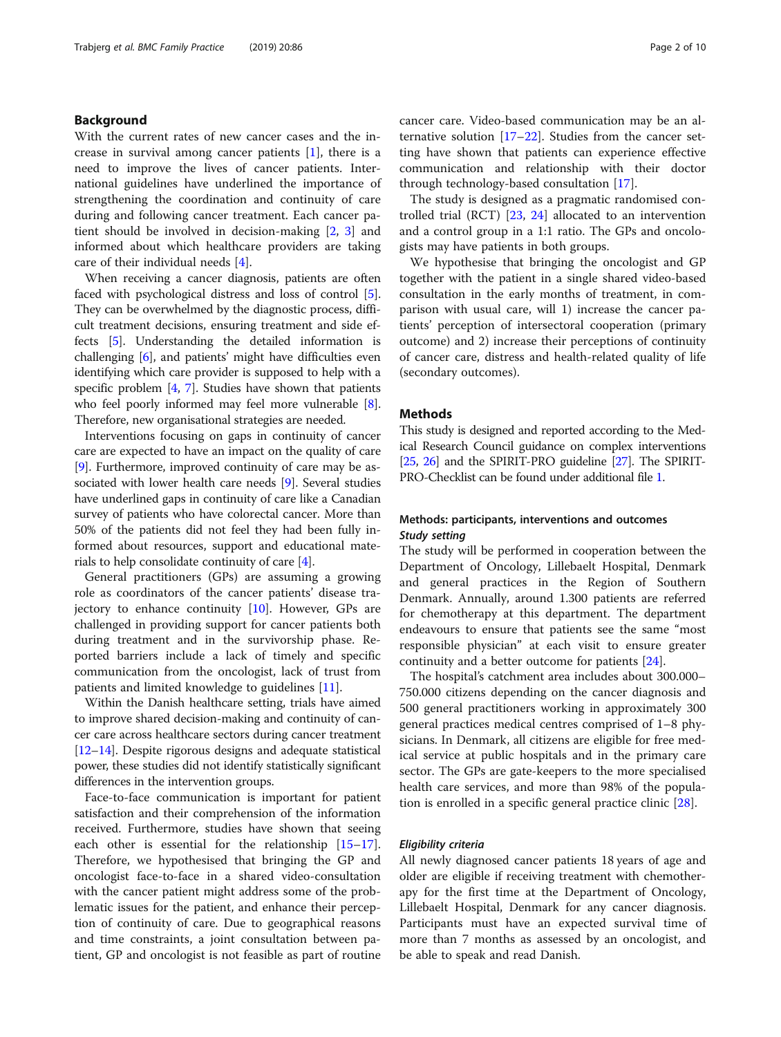## Background

With the current rates of new cancer cases and the increase in survival among cancer patients [1], there is a need to improve the lives of cancer patients. International guidelines have underlined the importance of strengthening the coordination and continuity of care during and following cancer treatment. Each cancer patient should be involved in decision-making [2, 3] and informed about which healthcare providers are taking care of their individual needs [4].

When receiving a cancer diagnosis, patients are often faced with psychological distress and loss of control [5]. They can be overwhelmed by the diagnostic process, difficult treatment decisions, ensuring treatment and side effects [5]. Understanding the detailed information is challenging [6], and patients' might have difficulties even identifying which care provider is supposed to help with a specific problem [4, 7]. Studies have shown that patients who feel poorly informed may feel more vulnerable [8]. Therefore, new organisational strategies are needed.

Interventions focusing on gaps in continuity of cancer care are expected to have an impact on the quality of care [9]. Furthermore, improved continuity of care may be associated with lower health care needs [9]. Several studies have underlined gaps in continuity of care like a Canadian survey of patients who have colorectal cancer. More than 50% of the patients did not feel they had been fully informed about resources, support and educational materials to help consolidate continuity of care [4].

General practitioners (GPs) are assuming a growing role as coordinators of the cancer patients' disease trajectory to enhance continuity [10]. However, GPs are challenged in providing support for cancer patients both during treatment and in the survivorship phase. Reported barriers include a lack of timely and specific communication from the oncologist, lack of trust from patients and limited knowledge to guidelines [11].

Within the Danish healthcare setting, trials have aimed to improve shared decision-making and continuity of cancer care across healthcare sectors during cancer treatment [12–14]. Despite rigorous designs and adequate statistical power, these studies did not identify statistically significant differences in the intervention groups.

Face-to-face communication is important for patient satisfaction and their comprehension of the information received. Furthermore, studies have shown that seeing each other is essential for the relationship [15–17]. Therefore, we hypothesised that bringing the GP and oncologist face-to-face in a shared video-consultation with the cancer patient might address some of the problematic issues for the patient, and enhance their perception of continuity of care. Due to geographical reasons and time constraints, a joint consultation between patient, GP and oncologist is not feasible as part of routine cancer care. Video-based communication may be an alternative solution [17–22]. Studies from the cancer setting have shown that patients can experience effective communication and relationship with their doctor through technology-based consultation [17].

The study is designed as a pragmatic randomised controlled trial (RCT) [23, 24] allocated to an intervention and a control group in a 1:1 ratio. The GPs and oncologists may have patients in both groups.

We hypothesise that bringing the oncologist and GP together with the patient in a single shared video-based consultation in the early months of treatment, in comparison with usual care, will 1) increase the cancer patients' perception of intersectoral cooperation (primary outcome) and 2) increase their perceptions of continuity of cancer care, distress and health-related quality of life (secondary outcomes).

## Methods

This study is designed and reported according to the Medical Research Council guidance on complex interventions [25, 26] and the SPIRIT-PRO guideline [27]. The SPIRIT-PRO-Checklist can be found under additional file 1.

## Methods: participants, interventions and outcomes

### *Study setting*

The study will be performed in cooperation between the Department of Oncology, Lillebaelt Hospital, Denmark and general practices in the Region of Southern Denmark. Annually, around 1.300 patients are referred for chemotherapy at this department. The department endeavours to ensure that patients see the same "most responsible physician" at each visit to ensure greater continuity and a better outcome for patients [24].

The hospital's catchment area includes about 300.000–750.000 citizens depending on the cancer diagnosis and 500 general practitioners working in approximately 300 general practices medical centres comprised of 1–8 physicians. In Denmark, all citizens are eligible for free medical service at public hospitals and in the primary care sector. The GPs are gate-keepers to the more specialised health care services, and more than 98% of the population is enrolled in a specific general practice clinic [28].

### *Eligibility criteria*

All newly diagnosed cancer patients 18 years of age and older are eligible if receiving treatment with chemotherapy for the first time at the Department of Oncology, Lillebaelt Hospital, Denmark for any cancer diagnosis. Participants must have an expected survival time of more than 7 months as assessed by an oncologist, and be able to speak and read Danish.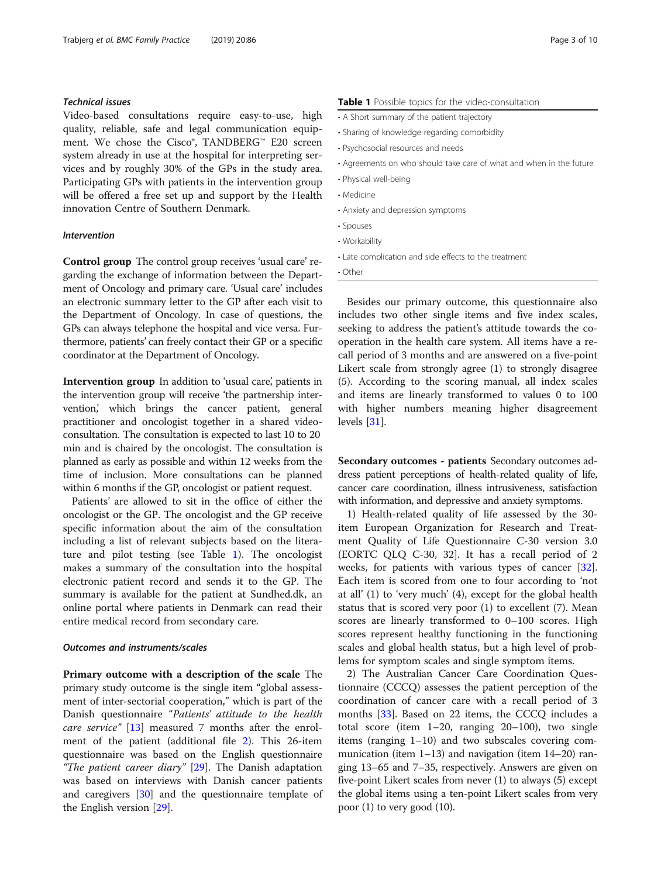#### Technical issues

Video-based consultations require easy-to-use, high quality, reliable, safe and legal communication equipment. We chose the Cisco®, TANDBERG™ E20 screen system already in use at the hospital for interpreting services and by roughly 30% of the GPs in the study area. Participating GPs with patients in the intervention group will be offered a free set up and support by the Health innovation Centre of Southern Denmark.

#### Intervention

**Control group** The control group receives 'usual care' regarding the exchange of information between the Department of Oncology and primary care. 'Usual care' includes an electronic summary letter to the GP after each visit to the Department of Oncology. In case of questions, the GPs can always telephone the hospital and vice versa. Furthermore, patients' can freely contact their GP or a specific coordinator at the Department of Oncology.

**Intervention group** In addition to 'usual care', patients in the intervention group will receive 'the partnership intervention,' which brings the cancer patient, general practitioner and oncologist together in a shared video-consultation. The consultation is expected to last 10 to 20 min and is chaired by the oncologist. The consultation is planned as early as possible and within 12 weeks from the time of inclusion. More consultations can be planned within 6 months if the GP, oncologist or patient request.

Patients' are allowed to sit in the office of either the oncologist or the GP. The oncologist and the GP receive specific information about the aim of the consultation including a list of relevant subjects based on the literature and pilot testing (see Table 1). The oncologist makes a summary of the consultation into the hospital electronic patient record and sends it to the GP. The summary is available for the patient at Sundhed.dk, an online portal where patients in Denmark can read their entire medical record from secondary care.

**Table 1** Possible topics for the video-consultation

| |
|---|
| • A Short summary of the patient trajectory |
| • Sharing of knowledge regarding comorbidity |
| • Psychosocial resources and needs |
| • Agreements on who should take care of what and when in the future |
| • Physical well-being |
| • Medicine |
| • Anxiety and depression symptoms |
| • Spouses |
| • Workability |
| • Late complication and side effects to the treatment |
| • Other |

#### Outcomes and instruments/scales

**Primary outcome with a description of the scale** The primary study outcome is the single item "global assessment of inter-sectorial cooperation," which is part of the Danish questionnaire *"Patients' attitude to the health care service"* [13] measured 7 months after the enrolment of the patient (additional file 2). This 26-item questionnaire was based on the English questionnaire *"The patient career diary"* [29]. The Danish adaptation was based on interviews with Danish cancer patients and caregivers [30] and the questionnaire template of the English version [29].

Besides our primary outcome, this questionnaire also includes two other single items and five index scales, seeking to address the patient's attitude towards the co-operation in the health care system. All items have a recall period of 3 months and are answered on a five-point Likert scale from strongly agree (1) to strongly disagree (5). According to the scoring manual, all index scales and items are linearly transformed to values 0 to 100 with higher numbers meaning higher disagreement levels [31].

**Secondary outcomes - patients** Secondary outcomes address patient perceptions of health-related quality of life, cancer care coordination, illness intrusiveness, satisfaction with information, and depressive and anxiety symptoms.

1) Health-related quality of life assessed by the 30-item European Organization for Research and Treatment Quality of Life Questionnaire C-30 version 3.0 (EORTC QLQ C-30, 32]. It has a recall period of 2 weeks, for patients with various types of cancer [32]. Each item is scored from one to four according to 'not at all' (1) to 'very much' (4), except for the global health status that is scored very poor (1) to excellent (7). Mean scores are linearly transformed to 0–100 scores. High scores represent healthy functioning in the functioning scales and global health status, but a high level of problems for symptom scales and single symptom items.

2) The Australian Cancer Care Coordination Questionnaire (CCCQ) assesses the patient perception of the coordination of cancer care with a recall period of 3 months [33]. Based on 22 items, the CCCQ includes a total score (item 1–20, ranging 20–100), two single items (ranging 1–10) and two subscales covering communication (item 1–13) and navigation (item 14–20) ranging 13–65 and 7–35, respectively. Answers are given on five-point Likert scales from never (1) to always (5) except the global items using a ten-point Likert scales from very poor (1) to very good (10).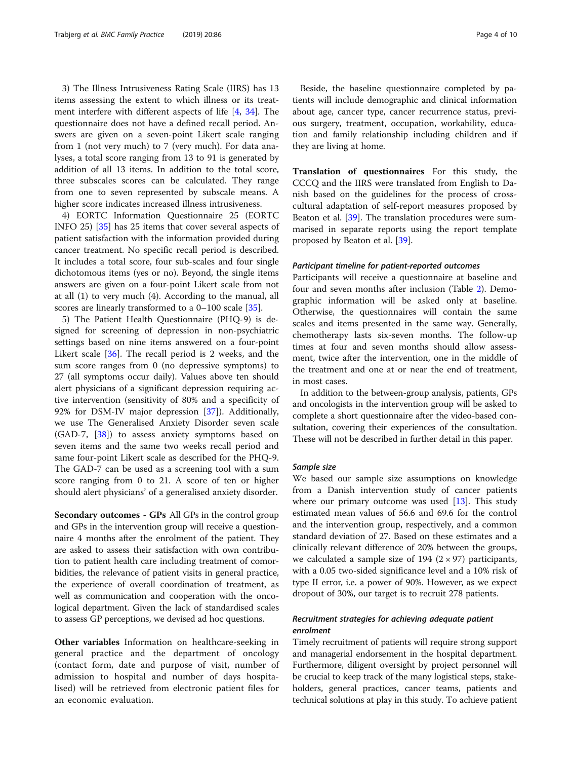3) The Illness Intrusiveness Rating Scale (IIRS) has 13 items assessing the extent to which illness or its treatment interfere with different aspects of life [4, 34]. The questionnaire does not have a defined recall period. Answers are given on a seven-point Likert scale ranging from 1 (not very much) to 7 (very much). For data analyses, a total score ranging from 13 to 91 is generated by addition of all 13 items. In addition to the total score, three subscales scores can be calculated. They range from one to seven represented by subscale means. A higher score indicates increased illness intrusiveness.

4) EORTC Information Questionnaire 25 (EORTC INFO 25) [35] has 25 items that cover several aspects of patient satisfaction with the information provided during cancer treatment. No specific recall period is described. It includes a total score, four sub-scales and four single dichotomous items (yes or no). Beyond, the single items answers are given on a four-point Likert scale from not at all (1) to very much (4). According to the manual, all scores are linearly transformed to a 0–100 scale [35].

5) The Patient Health Questionnaire (PHQ-9) is designed for screening of depression in non-psychiatric settings based on nine items answered on a four-point Likert scale [36]. The recall period is 2 weeks, and the sum score ranges from 0 (no depressive symptoms) to 27 (all symptoms occur daily). Values above ten should alert physicians of a significant depression requiring active intervention (sensitivity of 80% and a specificity of 92% for DSM-IV major depression [37]). Additionally, we use The Generalised Anxiety Disorder seven scale (GAD-7, [38]) to assess anxiety symptoms based on seven items and the same two weeks recall period and same four-point Likert scale as described for the PHQ-9. The GAD-7 can be used as a screening tool with a sum score ranging from 0 to 21. A score of ten or higher should alert physicians' of a generalised anxiety disorder.

**Secondary outcomes - GPs** All GPs in the control group and GPs in the intervention group will receive a questionnaire 4 months after the enrolment of the patient. They are asked to assess their satisfaction with own contribution to patient health care including treatment of comorbidities, the relevance of patient visits in general practice, the experience of overall coordination of treatment, as well as communication and cooperation with the oncological department. Given the lack of standardised scales to assess GP perceptions, we devised ad hoc questions.

**Other variables** Information on healthcare-seeking in general practice and the department of oncology (contact form, date and purpose of visit, number of admission to hospital and number of days hospitalised) will be retrieved from electronic patient files for an economic evaluation.

Beside, the baseline questionnaire completed by patients will include demographic and clinical information about age, cancer type, cancer recurrence status, previous surgery, treatment, occupation, workability, education and family relationship including children and if they are living at home.

**Translation of questionnaires** For this study, the CCCQ and the IIRS were translated from English to Danish based on the guidelines for the process of cross-cultural adaptation of self-report measures proposed by Beaton et al. [39]. The translation procedures were summarised in separate reports using the report template proposed by Beaton et al. [39].

#### *Participant timeline for patient-reported outcomes*

Participants will receive a questionnaire at baseline and four and seven months after inclusion (Table 2). Demographic information will be asked only at baseline. Otherwise, the questionnaires will contain the same scales and items presented in the same way. Generally, chemotherapy lasts six-seven months. The follow-up times at four and seven months should allow assessment, twice after the intervention, one in the middle of the treatment and one at or near the end of treatment, in most cases.

In addition to the between-group analysis, patients, GPs and oncologists in the intervention group will be asked to complete a short questionnaire after the video-based consultation, covering their experiences of the consultation. These will not be described in further detail in this paper.

#### *Sample size*

We based our sample size assumptions on knowledge from a Danish intervention study of cancer patients where our primary outcome was used [13]. This study estimated mean values of 56.6 and 69.6 for the control and the intervention group, respectively, and a common standard deviation of 27. Based on these estimates and a clinically relevant difference of 20% between the groups, we calculated a sample size of 194 ($2 \times 97$) participants, with a 0.05 two-sided significance level and a 10% risk of type II error, i.e. a power of 90%. However, as we expect dropout of 30%, our target is to recruit 278 patients.

#### *Recruitment strategies for achieving adequate patient enrolment*

Timely recruitment of patients will require strong support and managerial endorsement in the hospital department. Furthermore, diligent oversight by project personnel will be crucial to keep track of the many logistical steps, stakeholders, general practices, cancer teams, patients and technical solutions at play in this study. To achieve patient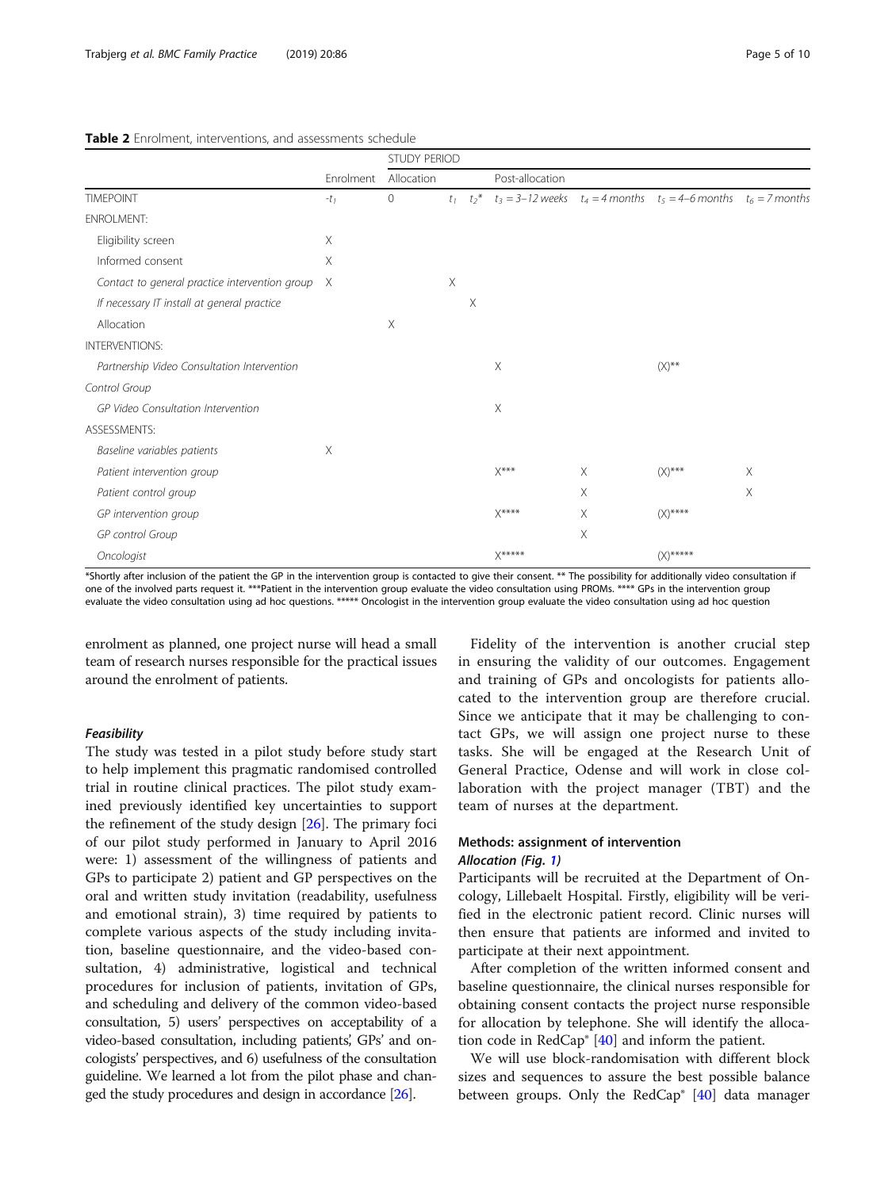**Table 2** Enrolment, interventions, and assessments schedule

| | STUDY PERIOD | | | | | | | |
|---|---|---|---|---|---|---|---|---|
| | Enrolment | Allocation | | | Post-allocation | | | |
| TIMEPOINT | $-t_1$ | 0 | $t_1$ | $t_2$* | $t_3$ = 3–12 weeks | $t_4$ = 4 months | $t_5$ = 4–6 months | $t_6$ = 7 months |
| ENROLMENT: | | | | | | | | |
| *Eligibility screen* | X | | | | | | | |
| *Informed consent* | X | | | | | | | |
| *Contact to general practice intervention group* | X | | X | | | | | |
| *If necessary IT install at general practice* | | | | X | | | | |
| *Allocation* | | X | | | | | | |
| INTERVENTIONS: | | | | | | | | |
| *Partnership Video Consultation Intervention* | | | | | X | | (X)** | |
| *Control Group* | | | | | | | | |
| *GP Video Consultation Intervention* | | | | | X | | | |
| ASSESSMENTS: | | | | | | | | |
| *Baseline variables patients* | X | | | | | | | |
| *Patient intervention group* | | | | | X*** | X | (X)*** | X |
| *Patient control group* | | | | | | X | | X |
| *GP intervention group* | | | | | X**** | X | (X)**** | |
| *GP control Group* | | | | | | X | | |
| *Oncologist* | | | | | X***** | | (X)***** | |

*Shortly after inclusion of the patient the GP in the intervention group is contacted to give their consent. ** The possibility for additionally video consultation if one of the involved parts request it. ***Patient in the intervention group evaluate the video consultation using PROMs. **** GPs in the intervention group evaluate the video consultation using ad hoc questions. ***** Oncologist in the intervention group evaluate the video consultation using ad hoc question

enrolment as planned, one project nurse will head a small team of research nurses responsible for the practical issues around the enrolment of patients.

#### *Feasibility*

The study was tested in a pilot study before study start to help implement this pragmatic randomised controlled trial in routine clinical practices. The pilot study examined previously identified key uncertainties to support the refinement of the study design [26]. The primary foci of our pilot study performed in January to April 2016 were: 1) assessment of the willingness of patients and GPs to participate 2) patient and GP perspectives on the oral and written study invitation (readability, usefulness and emotional strain), 3) time required by patients to complete various aspects of the study including invitation, baseline questionnaire, and the video-based consultation, 4) administrative, logistical and technical procedures for inclusion of patients, invitation of GPs, and scheduling and delivery of the common video-based consultation, 5) users' perspectives on acceptability of a video-based consultation, including patients', GPs' and oncologists' perspectives, and 6) usefulness of the consultation guideline. We learned a lot from the pilot phase and changed the study procedures and design in accordance [26].

Fidelity of the intervention is another crucial step in ensuring the validity of our outcomes. Engagement and training of GPs and oncologists for patients allocated to the intervention group are therefore crucial. Since we anticipate that it may be challenging to contact GPs, we will assign one project nurse to these tasks. She will be engaged at the Research Unit of General Practice, Odense and will work in close collaboration with the project manager (TBT) and the team of nurses at the department.

### Methods: assignment of intervention

#### *Allocation (Fig. 1)*

Participants will be recruited at the Department of Oncology, Lillebaelt Hospital. Firstly, eligibility will be verified in the electronic patient record. Clinic nurses will then ensure that patients are informed and invited to participate at their next appointment.

After completion of the written informed consent and baseline questionnaire, the clinical nurses responsible for obtaining consent contacts the project nurse responsible for allocation by telephone. She will identify the allocation code in RedCap® [40] and inform the patient.

We will use block-randomisation with different block sizes and sequences to assure the best possible balance between groups. Only the RedCap® [40] data manager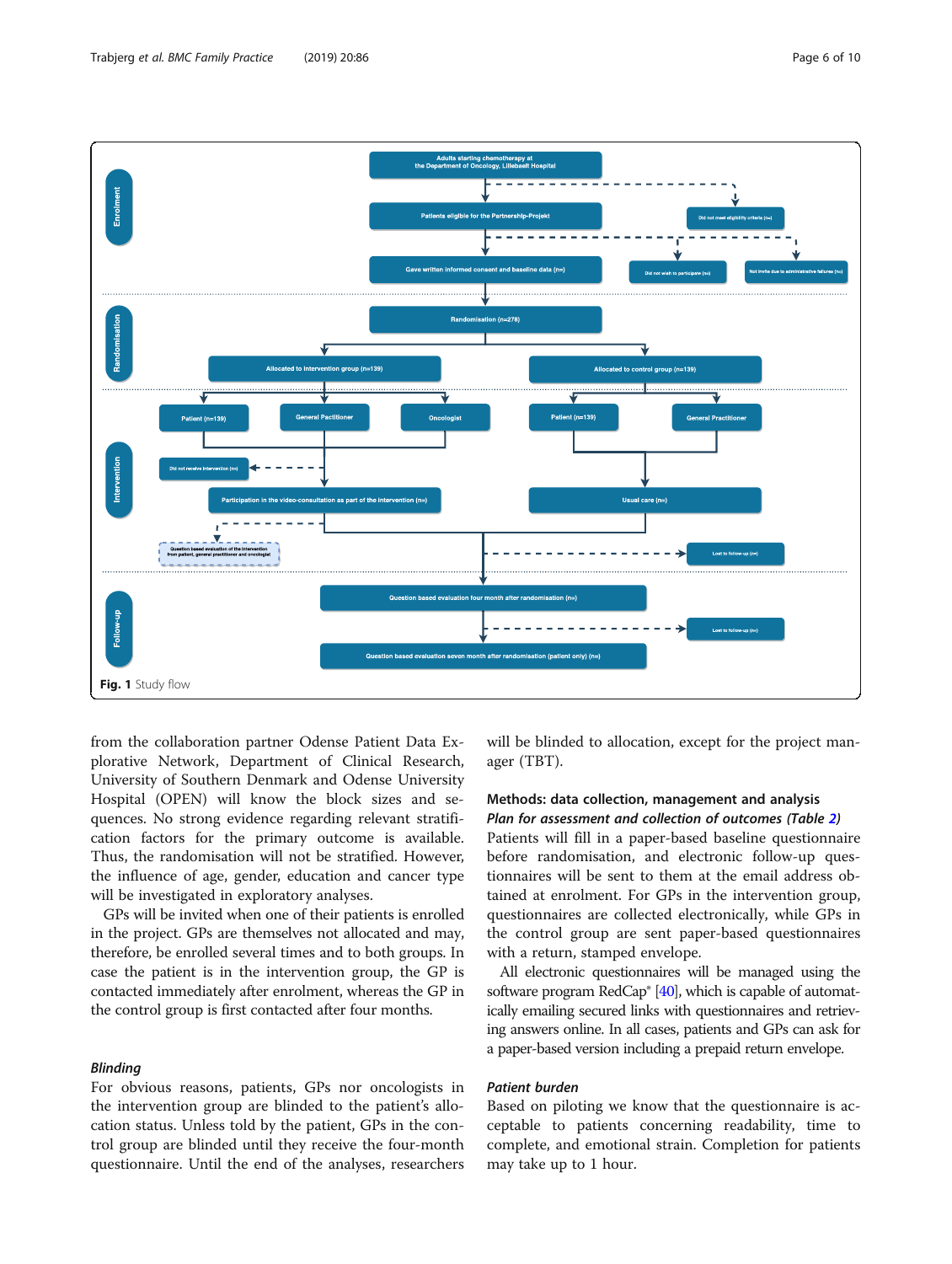**Fig. 1** Study flow

from the collaboration partner Odense Patient Data Explorative Network, Department of Clinical Research, University of Southern Denmark and Odense University Hospital (OPEN) will know the block sizes and sequences. No strong evidence regarding relevant stratification factors for the primary outcome is available. Thus, the randomisation will not be stratified. However, the influence of age, gender, education and cancer type will be investigated in exploratory analyses.

GPs will be invited when one of their patients is enrolled in the project. GPs are themselves not allocated and may, therefore, be enrolled several times and to both groups. In case the patient is in the intervention group, the GP is contacted immediately after enrolment, whereas the GP in the control group is first contacted after four months.

### *Blinding*

For obvious reasons, patients, GPs nor oncologists in the intervention group are blinded to the patient's allocation status. Unless told by the patient, GPs in the control group are blinded until they receive the four-month questionnaire. Until the end of the analyses, researchers will be blinded to allocation, except for the project manager (TBT).

## Methods: data collection, management and analysis

### *Plan for assessment and collection of outcomes (Table 2)*

Patients will fill in a paper-based baseline questionnaire before randomisation, and electronic follow-up questionnaires will be sent to them at the email address obtained at enrolment. For GPs in the intervention group, questionnaires are collected electronically, while GPs in the control group are sent paper-based questionnaires with a return, stamped envelope.

All electronic questionnaires will be managed using the software program RedCap® [40], which is capable of automatically emailing secured links with questionnaires and retrieving answers online. In all cases, patients and GPs can ask for a paper-based version including a prepaid return envelope.

### *Patient burden*

Based on piloting we know that the questionnaire is acceptable to patients concerning readability, time to complete, and emotional strain. Completion for patients may take up to 1 hour.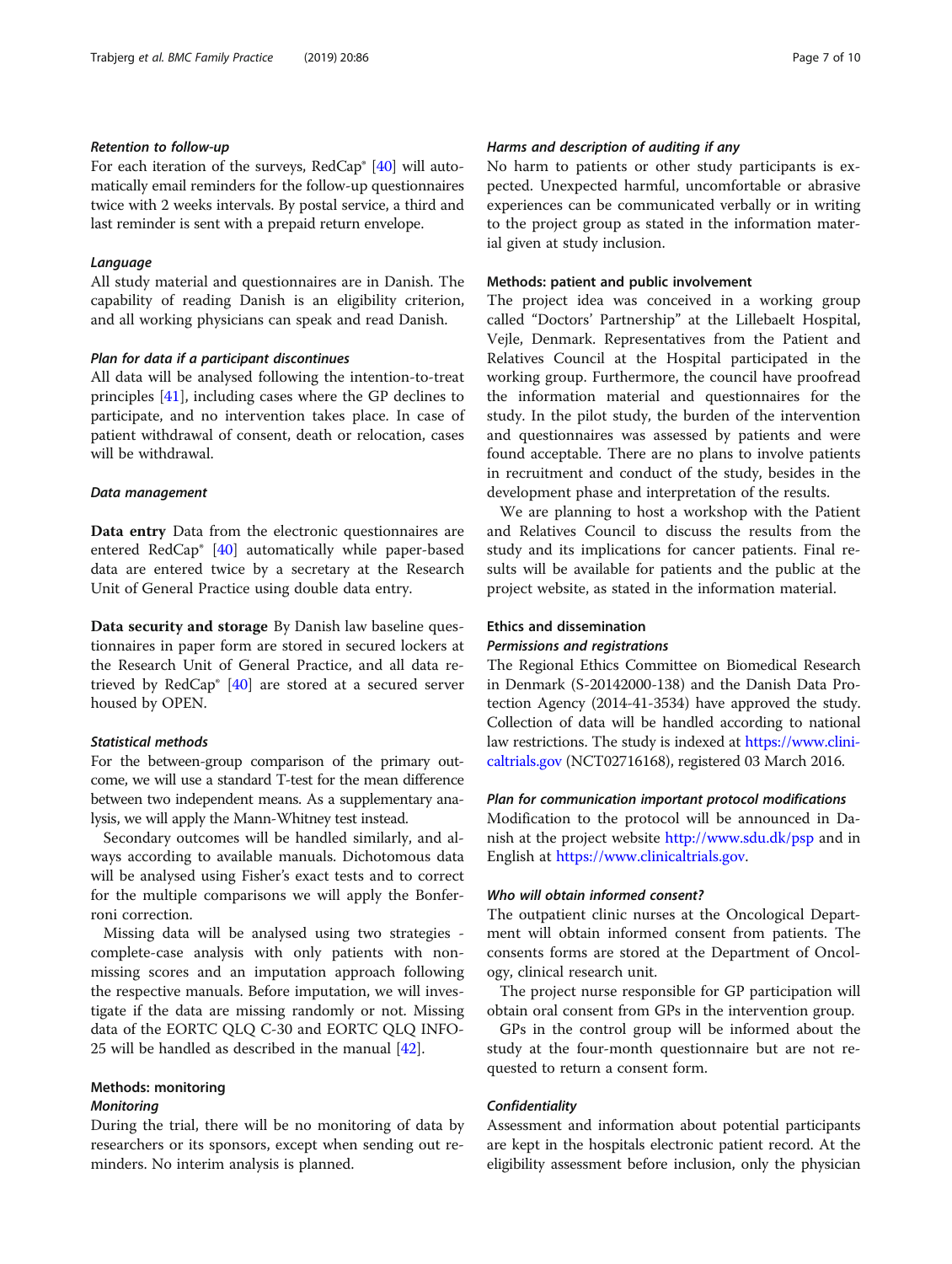#### *Retention to follow-up*

For each iteration of the surveys, RedCap® [40] will automatically email reminders for the follow-up questionnaires twice with 2 weeks intervals. By postal service, a third and last reminder is sent with a prepaid return envelope.

#### *Language*

All study material and questionnaires are in Danish. The capability of reading Danish is an eligibility criterion, and all working physicians can speak and read Danish.

#### *Plan for data if a participant discontinues*

All data will be analysed following the intention-to-treat principles [41], including cases where the GP declines to participate, and no intervention takes place. In case of patient withdrawal of consent, death or relocation, cases will be withdrawal.

#### *Data management*

**Data entry** Data from the electronic questionnaires are entered RedCap® [40] automatically while paper-based data are entered twice by a secretary at the Research Unit of General Practice using double data entry.

**Data security and storage** By Danish law baseline questionnaires in paper form are stored in secured lockers at the Research Unit of General Practice, and all data retrieved by RedCap® [40] are stored at a secured server housed by OPEN.

#### *Statistical methods*

For the between-group comparison of the primary outcome, we will use a standard T-test for the mean difference between two independent means. As a supplementary analysis, we will apply the Mann-Whitney test instead.

Secondary outcomes will be handled similarly, and always according to available manuals. Dichotomous data will be analysed using Fisher's exact tests and to correct for the multiple comparisons we will apply the Bonferroni correction.

Missing data will be analysed using two strategies - complete-case analysis with only patients with non-missing scores and an imputation approach following the respective manuals. Before imputation, we will investigate if the data are missing randomly or not. Missing data of the EORTC QLQ C-30 and EORTC QLQ INFO-25 will be handled as described in the manual [42].

### Methods: monitoring

#### *Monitoring*

During the trial, there will be no monitoring of data by researchers or its sponsors, except when sending out reminders. No interim analysis is planned.

#### *Harms and description of auditing if any*

No harm to patients or other study participants is expected. Unexpected harmful, uncomfortable or abrasive experiences can be communicated verbally or in writing to the project group as stated in the information material given at study inclusion.

### Methods: patient and public involvement

The project idea was conceived in a working group called "Doctors' Partnership" at the Lillebaelt Hospital, Vejle, Denmark. Representatives from the Patient and Relatives Council at the Hospital participated in the working group. Furthermore, the council have proofread the information material and questionnaires for the study. In the pilot study, the burden of the intervention and questionnaires was assessed by patients and were found acceptable. There are no plans to involve patients in recruitment and conduct of the study, besides in the development phase and interpretation of the results.

We are planning to host a workshop with the Patient and Relatives Council to discuss the results from the study and its implications for cancer patients. Final results will be available for patients and the public at the project website, as stated in the information material.

### Ethics and dissemination

#### *Permissions and registrations*

The Regional Ethics Committee on Biomedical Research in Denmark (S-20142000-138) and the Danish Data Protection Agency (2014-41-3534) have approved the study. Collection of data will be handled according to national law restrictions. The study is indexed at https://www.clinicaltrials.gov (NCT02716168), registered 03 March 2016.

#### *Plan for communication important protocol modifications*

Modification to the protocol will be announced in Danish at the project website http://www.sdu.dk/psp and in English at https://www.clinicaltrials.gov.

#### *Who will obtain informed consent?*

The outpatient clinic nurses at the Oncological Department will obtain informed consent from patients. The consents forms are stored at the Department of Oncology, clinical research unit.

The project nurse responsible for GP participation will obtain oral consent from GPs in the intervention group.

GPs in the control group will be informed about the study at the four-month questionnaire but are not requested to return a consent form.

#### *Confidentiality*

Assessment and information about potential participants are kept in the hospitals electronic patient record. At the eligibility assessment before inclusion, only the physician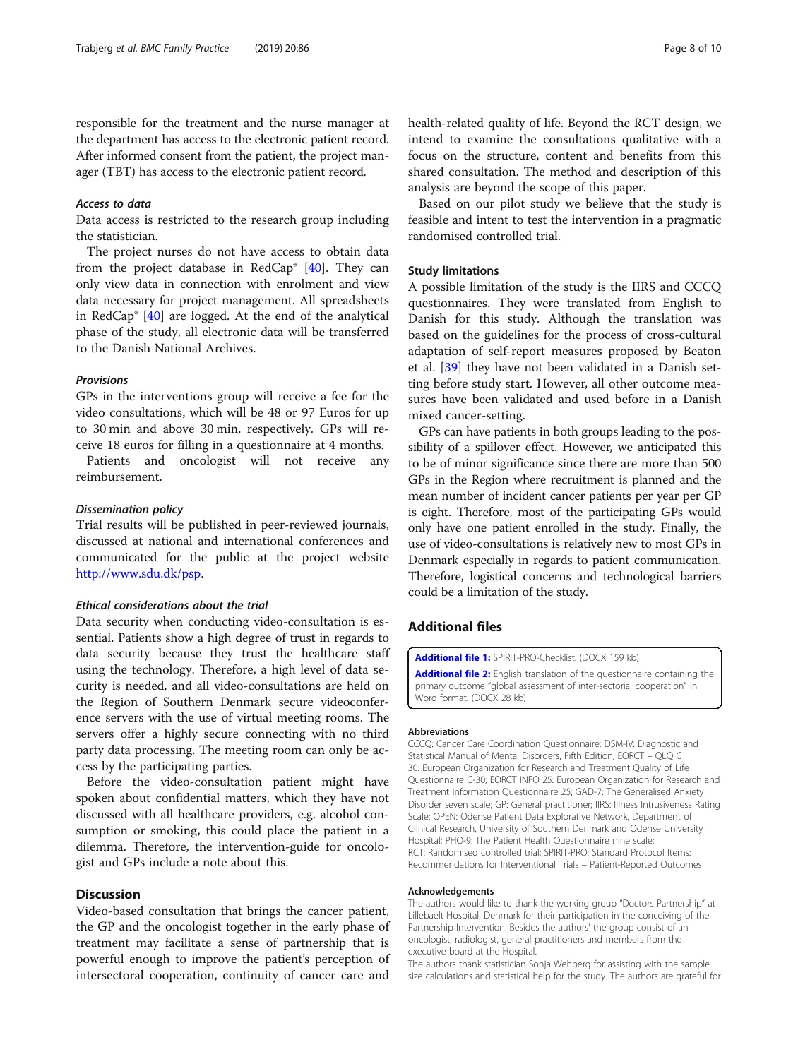responsible for the treatment and the nurse manager at the department has access to the electronic patient record. After informed consent from the patient, the project manager (TBT) has access to the electronic patient record.

#### *Access to data*

Data access is restricted to the research group including the statistician.

The project nurses do not have access to obtain data from the project database in RedCap® [40]. They can only view data in connection with enrolment and view data necessary for project management. All spreadsheets in RedCap® [40] are logged. At the end of the analytical phase of the study, all electronic data will be transferred to the Danish National Archives.

#### *Provisions*

GPs in the interventions group will receive a fee for the video consultations, which will be 48 or 97 Euros for up to 30 min and above 30 min, respectively. GPs will receive 18 euros for filling in a questionnaire at 4 months.

Patients and oncologist will not receive any reimbursement.

#### *Dissemination policy*

Trial results will be published in peer-reviewed journals, discussed at national and international conferences and communicated for the public at the project website http://www.sdu.dk/psp.

#### *Ethical considerations about the trial*

Data security when conducting video-consultation is essential. Patients show a high degree of trust in regards to data security because they trust the healthcare staff using the technology. Therefore, a high level of data security is needed, and all video-consultations are held on the Region of Southern Denmark secure videoconference servers with the use of virtual meeting rooms. The servers offer a highly secure connecting with no third party data processing. The meeting room can only be access by the participating parties.

Before the video-consultation patient might have spoken about confidential matters, which they have not discussed with all healthcare providers, e.g. alcohol consumption or smoking, this could place the patient in a dilemma. Therefore, the intervention-guide for oncologist and GPs include a note about this.

## Discussion

Video-based consultation that brings the cancer patient, the GP and the oncologist together in the early phase of treatment may facilitate a sense of partnership that is powerful enough to improve the patient's perception of intersectoral cooperation, continuity of cancer care and health-related quality of life. Beyond the RCT design, we intend to examine the consultations qualitative with a focus on the structure, content and benefits from this shared consultation. The method and description of this analysis are beyond the scope of this paper.

Based on our pilot study we believe that the study is feasible and intent to test the intervention in a pragmatic randomised controlled trial.

### Study limitations

A possible limitation of the study is the IIRS and CCCQ questionnaires. They were translated from English to Danish for this study. Although the translation was based on the guidelines for the process of cross-cultural adaptation of self-report measures proposed by Beaton et al. [39] they have not been validated in a Danish setting before study start. However, all other outcome measures have been validated and used before in a Danish mixed cancer-setting.

GPs can have patients in both groups leading to the possibility of a spillover effect. However, we anticipated this to be of minor significance since there are more than 500 GPs in the Region where recruitment is planned and the mean number of incident cancer patients per year per GP is eight. Therefore, most of the participating GPs would only have one patient enrolled in the study. Finally, the use of video-consultations is relatively new to most GPs in Denmark especially in regards to patient communication. Therefore, logistical concerns and technological barriers could be a limitation of the study.

## Additional files

**Additional file 1:** SPIRIT-PRO-Checklist. (DOCX 159 kb)

**Additional file 2:** English translation of the questionnaire containing the primary outcome "global assessment of inter-sectorial cooperation" in Word format. (DOCX 28 kb)

#### Abbreviations

CCCQ: Cancer Care Coordination Questionnaire; DSM-IV: Diagnostic and Statistical Manual of Mental Disorders, Fifth Edition; EORCT – QLQ C 30: European Organization for Research and Treatment Quality of Life Questionnaire C-30; EORCT INFO 25: European Organization for Research and Treatment Information Questionnaire 25; GAD-7: The Generalised Anxiety Disorder seven scale; GP: General practitioner; IIRS: Illness Intrusiveness Rating Scale; OPEN: Odense Patient Data Explorative Network, Department of Clinical Research, University of Southern Denmark and Odense University Hospital; PHQ-9: The Patient Health Questionnaire nine scale; RCT: Randomised controlled trial; SPIRIT-PRO: Standard Protocol Items: Recommendations for Interventional Trials – Patient-Reported Outcomes

#### Acknowledgements

The authors would like to thank the working group "Doctors Partnership" at Lillebaelt Hospital, Denmark for their participation in the conceiving of the Partnership Intervention. Besides the authors' the group consist of an oncologist, radiologist, general practitioners and members from the executive board at the Hospital.

The authors thank statistician Sonja Wehberg for assisting with the sample size calculations and statistical help for the study. The authors are grateful for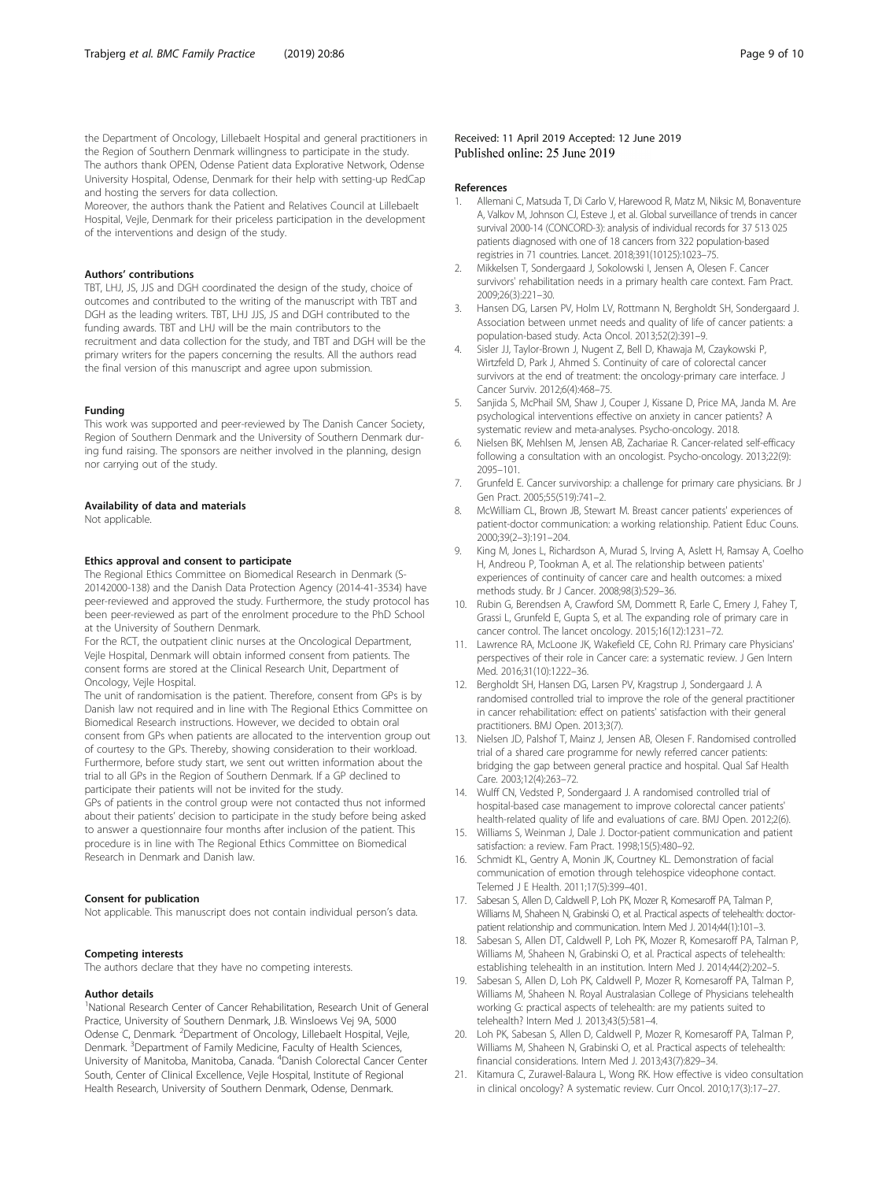the Department of Oncology, Lillebaelt Hospital and general practitioners in the Region of Southern Denmark willingness to participate in the study. The authors thank OPEN, Odense Patient data Explorative Network, Odense University Hospital, Odense, Denmark for their help with setting-up RedCap and hosting the servers for data collection.

Moreover, the authors thank the Patient and Relatives Council at Lillebaelt Hospital, Vejle, Denmark for their priceless participation in the development of the interventions and design of the study.

#### Authors' contributions

TBT, LHJ, JS, JJS and DGH coordinated the design of the study, choice of outcomes and contributed to the writing of the manuscript with TBT and DGH as the leading writers. TBT, LHJ JJS, JS and DGH contributed to the funding awards. TBT and LHJ will be the main contributors to the recruitment and data collection for the study, and TBT and DGH will be the primary writers for the papers concerning the results. All the authors read the final version of this manuscript and agree upon submission.

#### Funding

This work was supported and peer-reviewed by The Danish Cancer Society, Region of Southern Denmark and the University of Southern Denmark during fund raising. The sponsors are neither involved in the planning, design nor carrying out of the study.

#### Availability of data and materials

Not applicable.

#### Ethics approval and consent to participate

The Regional Ethics Committee on Biomedical Research in Denmark (S-20142000-138) and the Danish Data Protection Agency (2014-41-3534) have peer-reviewed and approved the study. Furthermore, the study protocol has been peer-reviewed as part of the enrolment procedure to the PhD School at the University of Southern Denmark.

For the RCT, the outpatient clinic nurses at the Oncological Department, Vejle Hospital, Denmark will obtain informed consent from patients. The consent forms are stored at the Clinical Research Unit, Department of Oncology, Vejle Hospital.

The unit of randomisation is the patient. Therefore, consent from GPs is by Danish law not required and in line with The Regional Ethics Committee on Biomedical Research instructions. However, we decided to obtain oral consent from GPs when patients are allocated to the intervention group out of courtesy to the GPs. Thereby, showing consideration to their workload. Furthermore, before study start, we sent out written information about the trial to all GPs in the Region of Southern Denmark. If a GP declined to participate their patients will not be invited for the study.

GPs of patients in the control group were not contacted thus not informed about their patients' decision to participate in the study before being asked to answer a questionnaire four months after inclusion of the patient. This procedure is in line with The Regional Ethics Committee on Biomedical Research in Denmark and Danish law.

#### Consent for publication

Not applicable. This manuscript does not contain individual person's data.

#### Competing interests

The authors declare that they have no competing interests.

#### Author details

[1]National Research Center of Cancer Rehabilitation, Research Unit of General Practice, University of Southern Denmark, J.B. Winsloews Vej 9A, 5000 Odense C, Denmark. [2]Department of Oncology, Lillebaelt Hospital, Vejle, Denmark. [3]Department of Family Medicine, Faculty of Health Sciences, University of Manitoba, Manitoba, Canada. [4]Danish Colorectal Cancer Center South, Center of Clinical Excellence, Vejle Hospital, Institute of Regional Health Research, University of Southern Denmark, Odense, Denmark.

Received: 11 April 2019 Accepted: 12 June 2019
Published online: 25 June 2019

#### References

1. Allemani C, Matsuda T, Di Carlo V, Harewood R, Matz M, Niksic M, Bonaventure A, Valkov M, Johnson CJ, Esteve J, et al. Global surveillance of trends in cancer survival 2000-14 (CONCORD-3): analysis of individual records for 37 513 025 patients diagnosed with one of 18 cancers from 322 population-based registries in 71 countries. Lancet. 2018;391(10125):1023–75.
2. Mikkelsen T, Sondergaard J, Sokolowski I, Jensen A, Olesen F. Cancer survivors' rehabilitation needs in a primary health care context. Fam Pract. 2009;26(3):221–30.
3. Hansen DG, Larsen PV, Holm LV, Rottmann N, Bergholdt SH, Sondergaard J. Association between unmet needs and quality of life of cancer patients: a population-based study. Acta Oncol. 2013;52(2):391–9.
4. Sisler JJ, Taylor-Brown J, Nugent Z, Bell D, Khawaja M, Czaykowski P, Wirtzfeld D, Park J, Ahmed S. Continuity of care of colorectal cancer survivors at the end of treatment: the oncology-primary care interface. J Cancer Surviv. 2012;6(4):468–75.
5. Sanjida S, McPhail SM, Shaw J, Couper J, Kissane D, Price MA, Janda M. Are psychological interventions effective on anxiety in cancer patients? A systematic review and meta-analyses. Psycho-oncology. 2018.
6. Nielsen BK, Mehlsen M, Jensen AB, Zachariae R. Cancer-related self-efficacy following a consultation with an oncologist. Psycho-oncology. 2013;22(9): 2095–101.
7. Grunfeld E. Cancer survivorship: a challenge for primary care physicians. Br J Gen Pract. 2005;55(519):741–2.
8. McWilliam CL, Brown JB, Stewart M. Breast cancer patients' experiences of patient-doctor communication: a working relationship. Patient Educ Couns. 2000;39(2–3):191–204.
9. King M, Jones L, Richardson A, Murad S, Irving A, Aslett H, Ramsay A, Coelho H, Andreou P, Tookman A, et al. The relationship between patients' experiences of continuity of cancer care and health outcomes: a mixed methods study. Br J Cancer. 2008;98(3):529–36.
10. Rubin G, Berendsen A, Crawford SM, Dommett R, Earle C, Emery J, Fahey T, Grassi L, Grunfeld E, Gupta S, et al. The expanding role of primary care in cancer control. The lancet oncology. 2015;16(12):1231–72.
11. Lawrence RA, McLoone JK, Wakefield CE, Cohn RJ. Primary care Physicians' perspectives of their role in Cancer care: a systematic review. J Gen Intern Med. 2016;31(10):1222–36.
12. Bergholdt SH, Hansen DG, Larsen PV, Kragstrup J, Sondergaard J. A randomised controlled trial to improve the role of the general practitioner in cancer rehabilitation: effect on patients' satisfaction with their general practitioners. BMJ Open. 2013;3(7).
13. Nielsen JD, Palshof T, Mainz J, Jensen AB, Olesen F. Randomised controlled trial of a shared care programme for newly referred cancer patients: bridging the gap between general practice and hospital. Qual Saf Health Care. 2003;12(4):263–72.
14. Wulff CN, Vedsted P, Sondergaard J. A randomised controlled trial of hospital-based case management to improve colorectal cancer patients' health-related quality of life and evaluations of care. BMJ Open. 2012;2(6).
15. Williams S, Weinman J, Dale J. Doctor-patient communication and patient satisfaction: a review. Fam Pract. 1998;15(5):480–92.
16. Schmidt KL, Gentry A, Monin JK, Courtney KL. Demonstration of facial communication of emotion through telehospice videophone contact. Telemed J E Health. 2011;17(5):399–401.
17. Sabesan S, Allen D, Caldwell P, Loh PK, Mozer R, Komesaroff PA, Talman P, Williams M, Shaheen N, Grabinski O, et al. Practical aspects of telehealth: doctor-patient relationship and communication. Intern Med J. 2014;44(1):101–3.
18. Sabesan S, Allen DT, Caldwell P, Loh PK, Mozer R, Komesaroff PA, Talman P, Williams M, Shaheen N, Grabinski O, et al. Practical aspects of telehealth: establishing telehealth in an institution. Intern Med J. 2014;44(2):202–5.
19. Sabesan S, Allen D, Loh PK, Caldwell P, Mozer R, Komesaroff PA, Talman P, Williams M, Shaheen N. Royal Australasian College of Physicians telehealth working G: practical aspects of telehealth: are my patients suited to telehealth? Intern Med J. 2013;43(5):581–4.
20. Loh PK, Sabesan S, Allen D, Caldwell P, Mozer R, Komesaroff PA, Talman P, Williams M, Shaheen N, Grabinski O, et al. Practical aspects of telehealth: financial considerations. Intern Med J. 2013;43(7):829–34.
21. Kitamura C, Zurawel-Balaura L, Wong RK. How effective is video consultation in clinical oncology? A systematic review. Curr Oncol. 2010;17(3):17–27.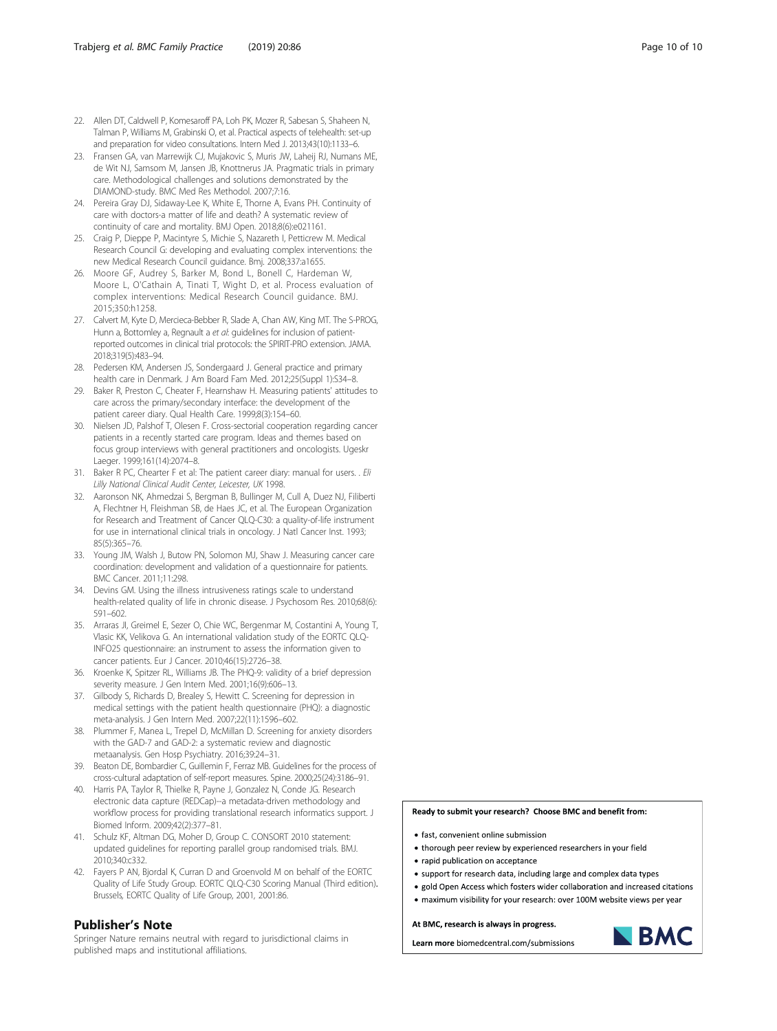22. Allen DT, Caldwell P, Komesaroff PA, Loh PK, Mozer R, Sabesan S, Shaheen N, Talman P, Williams M, Grabinski O, et al. Practical aspects of telehealth: set-up and preparation for video consultations. Intern Med J. 2013;43(10):1133–6.
23. Fransen GA, van Marrewijk CJ, Mujakovic S, Muris JW, Laheij RJ, Numans ME, de Wit NJ, Samsom M, Jansen JB, Knottnerus JA. Pragmatic trials in primary care. Methodological challenges and solutions demonstrated by the DIAMOND-study. BMC Med Res Methodol. 2007;7:16.
24. Pereira Gray DJ, Sidaway-Lee K, White E, Thorne A, Evans PH. Continuity of care with doctors-a matter of life and death? A systematic review of continuity of care and mortality. BMJ Open. 2018;8(6):e021161.
25. Craig P, Dieppe P, Macintyre S, Michie S, Nazareth I, Petticrew M. Medical Research Council G: developing and evaluating complex interventions: the new Medical Research Council guidance. Bmj. 2008;337:a1655.
26. Moore GF, Audrey S, Barker M, Bond L, Bonell C, Hardeman W, Moore L, O'Cathain A, Tinati T, Wight D, et al. Process evaluation of complex interventions: Medical Research Council guidance. BMJ. 2015;350:h1258.
27. Calvert M, Kyte D, Mercieca-Bebber R, Slade A, Chan AW, King MT. The S-PROG, Hunn a, Bottomley a, Regnault a *et al*: guidelines for inclusion of patient-reported outcomes in clinical trial protocols: the SPIRIT-PRO extension. JAMA. 2018;319(5):483–94.
28. Pedersen KM, Andersen JS, Sondergaard J. General practice and primary health care in Denmark. J Am Board Fam Med. 2012;25(Suppl 1):S34–8.
29. Baker R, Preston C, Cheater F, Hearnshaw H. Measuring patients' attitudes to care across the primary/secondary interface: the development of the patient career diary. Qual Health Care. 1999;8(3):154–60.
30. Nielsen JD, Palshof T, Olesen F. Cross-sectorial cooperation regarding cancer patients in a recently started care program. Ideas and themes based on focus group interviews with general practitioners and oncologists. Ugeskr Laeger. 1999;161(14):2074–8.
31. Baker R PC, Chearter F et al: The patient career diary: manual for users. . *Eli Lilly National Clinical Audit Center, Leicester, UK* 1998.
32. Aaronson NK, Ahmedzai S, Bergman B, Bullinger M, Cull A, Duez NJ, Filiberti A, Flechtner H, Fleishman SB, de Haes JC, et al. The European Organization for Research and Treatment of Cancer QLQ-C30: a quality-of-life instrument for use in international clinical trials in oncology. J Natl Cancer Inst. 1993; 85(5):365–76.
33. Young JM, Walsh J, Butow PN, Solomon MJ, Shaw J. Measuring cancer care coordination: development and validation of a questionnaire for patients. BMC Cancer. 2011;11:298.
34. Devins GM. Using the illness intrusiveness ratings scale to understand health-related quality of life in chronic disease. J Psychosom Res. 2010;68(6): 591–602.
35. Arraras JI, Greimel E, Sezer O, Chie WC, Bergenmar M, Costantini A, Young T, Vlasic KK, Velikova G. An international validation study of the EORTC QLQ-INFO25 questionnaire: an instrument to assess the information given to cancer patients. Eur J Cancer. 2010;46(15):2726–38.
36. Kroenke K, Spitzer RL, Williams JB. The PHQ-9: validity of a brief depression severity measure. J Gen Intern Med. 2001;16(9):606–13.
37. Gilbody S, Richards D, Brealey S, Hewitt C. Screening for depression in medical settings with the patient health questionnaire (PHQ): a diagnostic meta-analysis. J Gen Intern Med. 2007;22(11):1596–602.
38. Plummer F, Manea L, Trepel D, McMillan D. Screening for anxiety disorders with the GAD-7 and GAD-2: a systematic review and diagnostic metaanalysis. Gen Hosp Psychiatry. 2016;39:24–31.
39. Beaton DE, Bombardier C, Guillemin F, Ferraz MB. Guidelines for the process of cross-cultural adaptation of self-report measures. Spine. 2000;25(24):3186–91.
40. Harris PA, Taylor R, Thielke R, Payne J, Gonzalez N, Conde JG. Research electronic data capture (REDCap)--a metadata-driven methodology and workflow process for providing translational research informatics support. J Biomed Inform. 2009;42(2):377–81.
41. Schulz KF, Altman DG, Moher D, Group C. CONSORT 2010 statement: updated guidelines for reporting parallel group randomised trials. BMJ. 2010;340:c332.
42. Fayers P AN, Bjordal K, Curran D and Groenvold M on behalf of the EORTC Quality of Life Study Group. EORTC QLQ-C30 Scoring Manual (Third edition). Brussels, EORTC Quality of Life Group, 2001, 2001:86.

## Publisher's Note

Springer Nature remains neutral with regard to jurisdictional claims in published maps and institutional affiliations.

**Ready to submit your research? Choose BMC and benefit from:**

- fast, convenient online submission
- thorough peer review by experienced researchers in your field
- rapid publication on acceptance
- support for research data, including large and complex data types
- gold Open Access which fosters wider collaboration and increased citations
- maximum visibility for your research: over 100M website views per year

**At BMC, research is always in progress.**

**Learn more** biomedcentral.com/submissions

BMC